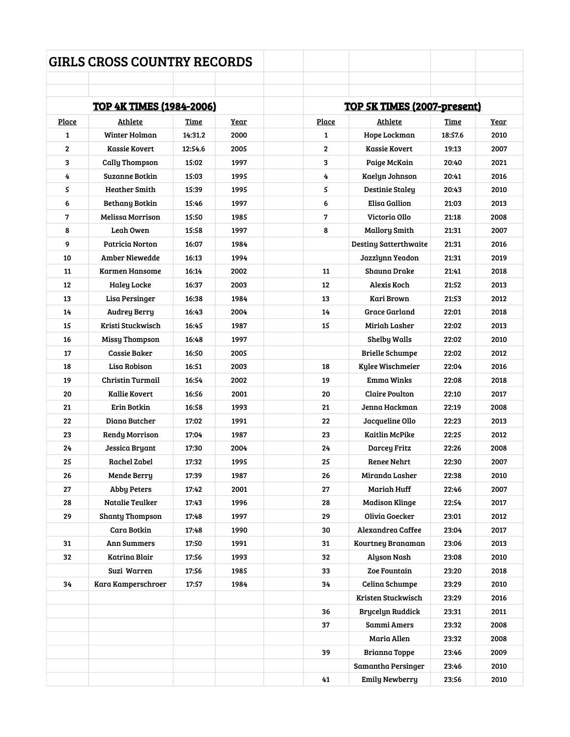# GIRLS CROSS COUNTRY RECORDS

## TOP 4K TIMES (1984-2006)

| Place | Athlete | Time | Year |
|---|---|---|---|
| 1 | Winter Holman | 14:31.2 | 2000 |
| 2 | Kassie Kovert | 12:54.6 | 2005 |
| 3 | Cally Thompson | 15:02 | 1997 |
| 4 | Suzanne Botkin | 15:03 | 1995 |
| 5 | Heather Smith | 15:39 | 1995 |
| 6 | Bethany Botkin | 15:46 | 1997 |
| 7 | Melissa Morrison | 15:50 | 1985 |
| 8 | Leah Owen | 15:58 | 1997 |
| 9 | Patricia Norton | 16:07 | 1984 |
| 10 | Amber Niewedde | 16:13 | 1994 |
| 11 | Karmen Hansome | 16:14 | 2002 |
| 12 | Haley Locke | 16:37 | 2003 |
| 13 | Lisa Persinger | 16:38 | 1984 |
| 14 | Audrey Berry | 16:43 | 2004 |
| 15 | Kristi Stuckwisch | 16:45 | 1987 |
| 16 | Missy Thompson | 16:48 | 1997 |
| 17 | Cassie Baker | 16:50 | 2005 |
| 18 | Lisa Robison | 16:51 | 2003 |
| 19 | Christin Turmail | 16:54 | 2002 |
| 20 | Kallie Kovert | 16:56 | 2001 |
| 21 | Erin Botkin | 16:58 | 1993 |
| 22 | Diana Butcher | 17:02 | 1991 |
| 23 | Rendy Morrison | 17:04 | 1987 |
| 24 | Jessica Bryant | 17:30 | 2004 |
| 25 | Rachel Zabel | 17:32 | 1995 |
| 26 | Mende Berry | 17:39 | 1987 |
| 27 | Abby Peters | 17:42 | 2001 |
| 28 | Natalie Teulker | 17:43 | 1996 |
| 29 | Shanty Thompson | 17:48 | 1997 |
| | Cara Botkin | 17:48 | 1990 |
| 31 | Ann Summers | 17:50 | 1991 |
| 32 | Katrina Blair | 17:56 | 1993 |
| | Suzi Warren | 17:56 | 1985 |
| 34 | Kara Kamperschroer | 17:57 | 1984 |

## TOP 5K TIMES (2007-present)

| Place | Athlete | Time | Year |
|---|---|---|---|
| 1 | Hope Lockman | 18:57.6 | 2010 |
| 2 | Kassie Kovert | 19:13 | 2007 |
| 3 | Paige McKain | 20:40 | 2021 |
| 4 | Kaelyn Johnson | 20:41 | 2016 |
| 5 | Destinie Staley | 20:43 | 2010 |
| 6 | Elisa Gallion | 21:03 | 2013 |
| 7 | Victoria Ollo | 21:18 | 2008 |
| 8 | Mallory Smith | 21:31 | 2007 |
| | Destiny Satterthwaite | 21:31 | 2016 |
| | Jazzlynn Yeadon | 21:31 | 2019 |
| 11 | Shauna Drake | 21:41 | 2018 |
| 12 | Alexis Koch | 21:52 | 2013 |
| 13 | Kari Brown | 21:53 | 2012 |
| 14 | Grace Garland | 22:01 | 2018 |
| 15 | Miriah Lasher | 22:02 | 2013 |
| | Shelby Walls | 22:02 | 2010 |
| | Brielle Schumpe | 22:02 | 2012 |
| 18 | Kylee Wischmeier | 22:04 | 2016 |
| 19 | Emma Winks | 22:08 | 2018 |
| 20 | Claire Poulton | 22:10 | 2017 |
| 21 | Jenna Hackman | 22:19 | 2008 |
| 22 | Jacqueline Ollo | 22:23 | 2013 |
| 23 | Kaitlin McPike | 22:25 | 2012 |
| 24 | Darcey Fritz | 22:26 | 2008 |
| 25 | Renee Nehrt | 22:30 | 2007 |
| 26 | Miranda Lasher | 22:38 | 2010 |
| 27 | Mariah Huff | 22:46 | 2007 |
| 28 | Madison Klinge | 22:54 | 2017 |
| 29 | Olivia Goecker | 23:01 | 2012 |
| 30 | Alexandrea Caffee | 23:04 | 2017 |
| 31 | Kourtney Branaman | 23:06 | 2013 |
| 32 | Alyson Nash | 23:08 | 2010 |
| 33 | Zoe Fountain | 23:20 | 2018 |
| 34 | Celina Schumpe | 23:29 | 2010 |
| | Kristen Stuckwisch | 23:29 | 2016 |
| 36 | Brycelyn Ruddick | 23:31 | 2011 |
| 37 | Sammi Amers | 23:32 | 2008 |
| | Maria Allen | 23:32 | 2008 |
| 39 | Brianna Toppe | 23:46 | 2009 |
| | Samantha Persinger | 23:46 | 2010 |
| 41 | Emily Newberry | 23:56 | 2010 |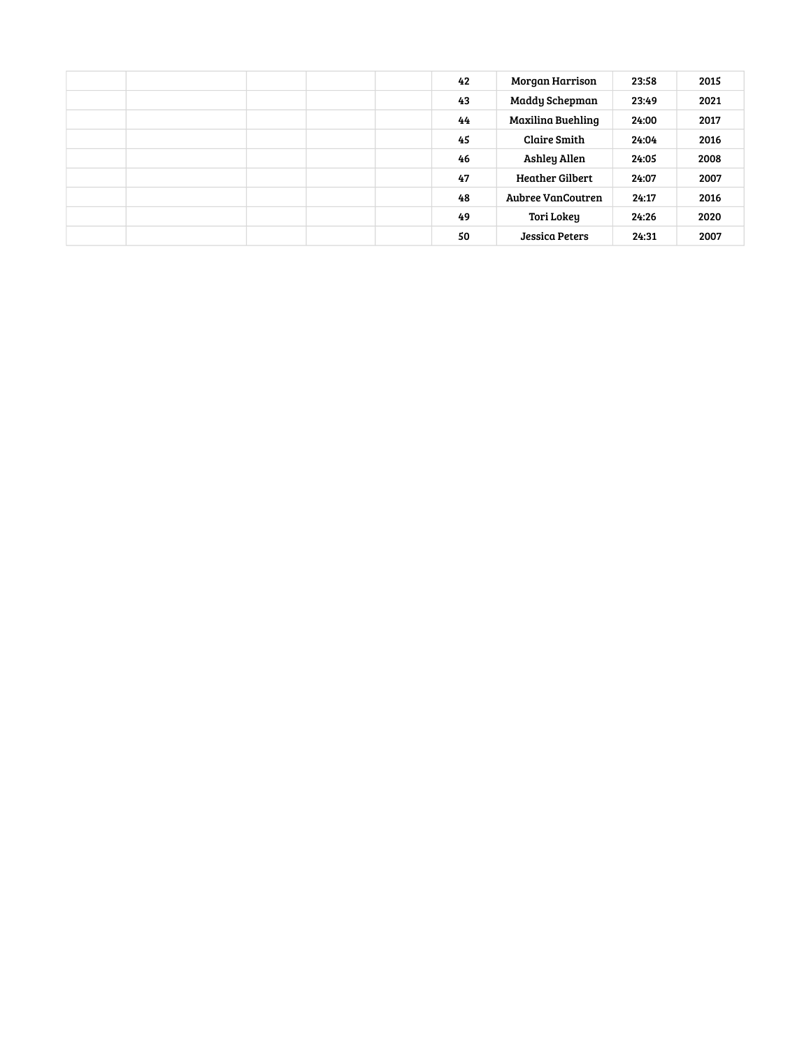| | | | | | | | | |
|---|---|---|---|---|---|---|---|---|
| | | | | | 42 | Morgan Harrison | 23:58 | 2015 |
| | | | | | 43 | Maddy Schepman | 23:49 | 2021 |
| | | | | | 44 | Maxilina Buehling | 24:00 | 2017 |
| | | | | | 45 | Claire Smith | 24:04 | 2016 |
| | | | | | 46 | Ashley Allen | 24:05 | 2008 |
| | | | | | 47 | Heather Gilbert | 24:07 | 2007 |
| | | | | | 48 | Aubree VanCoutren | 24:17 | 2016 |
| | | | | | 49 | Tori Lokey | 24:26 | 2020 |
| | | | | | 50 | Jessica Peters | 24:31 | 2007 |